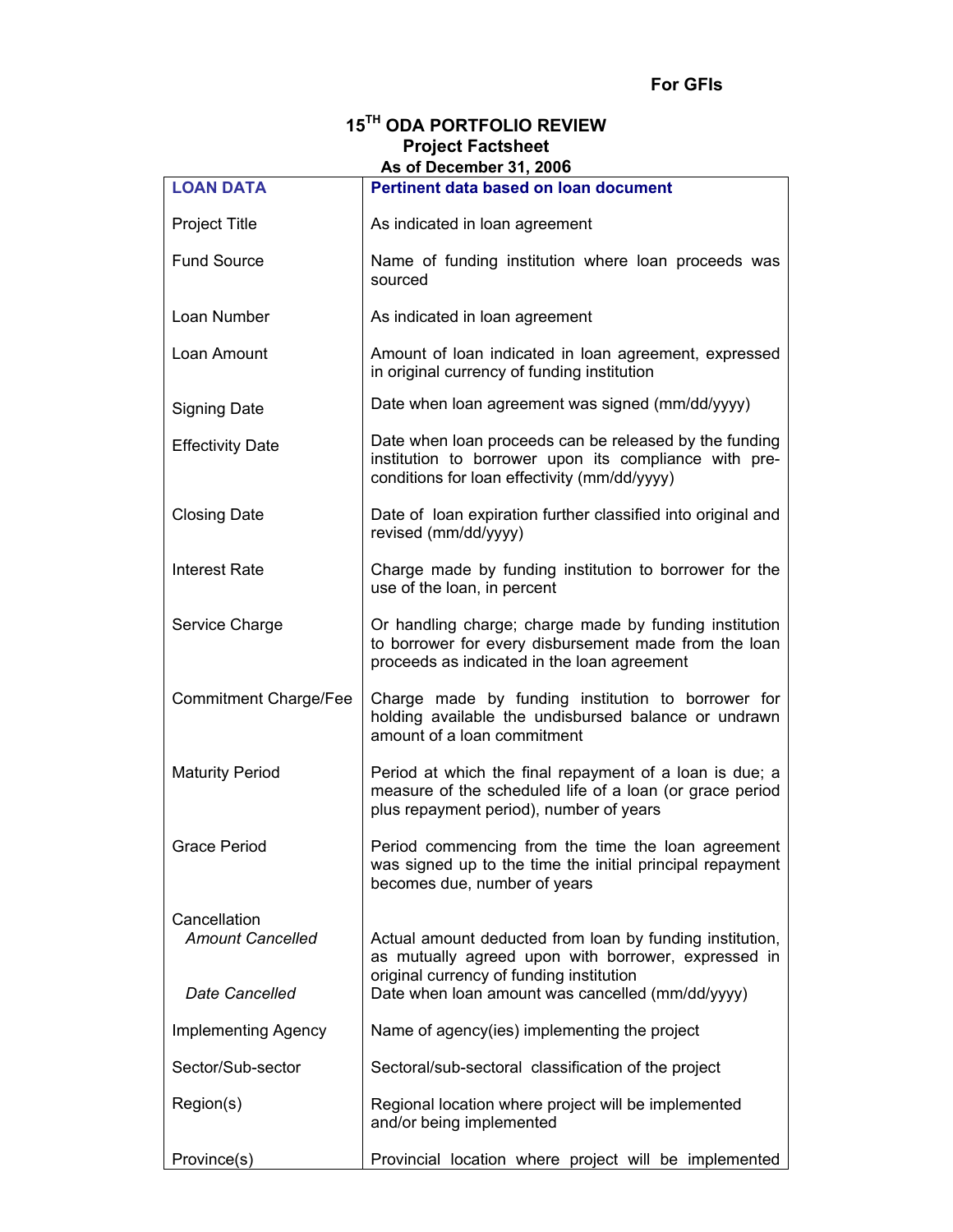**For GFIs**

# 15TH ODA PORTFOLIO REVIEW
## Project Factsheet
### As of December 31, 2006

| LOAN DATA | Pertinent data based on loan document |
|---|---|
| Project Title | As indicated in loan agreement |
| Fund Source | Name of funding institution where loan proceeds was sourced |
| Loan Number | As indicated in loan agreement |
| Loan Amount | Amount of loan indicated in loan agreement, expressed in original currency of funding institution |
| Signing Date | Date when loan agreement was signed (mm/dd/yyyy) |
| Effectivity Date | Date when loan proceeds can be released by the funding institution to borrower upon its compliance with pre-conditions for loan effectivity (mm/dd/yyyy) |
| Closing Date | Date of loan expiration further classified into original and revised (mm/dd/yyyy) |
| Interest Rate | Charge made by funding institution to borrower for the use of the loan, in percent |
| Service Charge | Or handling charge; charge made by funding institution to borrower for every disbursement made from the loan proceeds as indicated in the loan agreement |
| Commitment Charge/Fee | Charge made by funding institution to borrower for holding available the undisbursed balance or undrawn amount of a loan commitment |
| Maturity Period | Period at which the final repayment of a loan is due; a measure of the scheduled life of a loan (or grace period plus repayment period), number of years |
| Grace Period | Period commencing from the time the loan agreement was signed up to the time the initial principal repayment becomes due, number of years |
| Cancellation | |
| *Amount Cancelled* | Actual amount deducted from loan by funding institution, as mutually agreed upon with borrower, expressed in original currency of funding institution |
| *Date Cancelled* | Date when loan amount was cancelled (mm/dd/yyyy) |
| Implementing Agency | Name of agency(ies) implementing the project |
| Sector/Sub-sector | Sectoral/sub-sectoral classification of the project |
| Region(s) | Regional location where project will be implemented and/or being implemented |
| Province(s) | Provincial location where project will be implemented |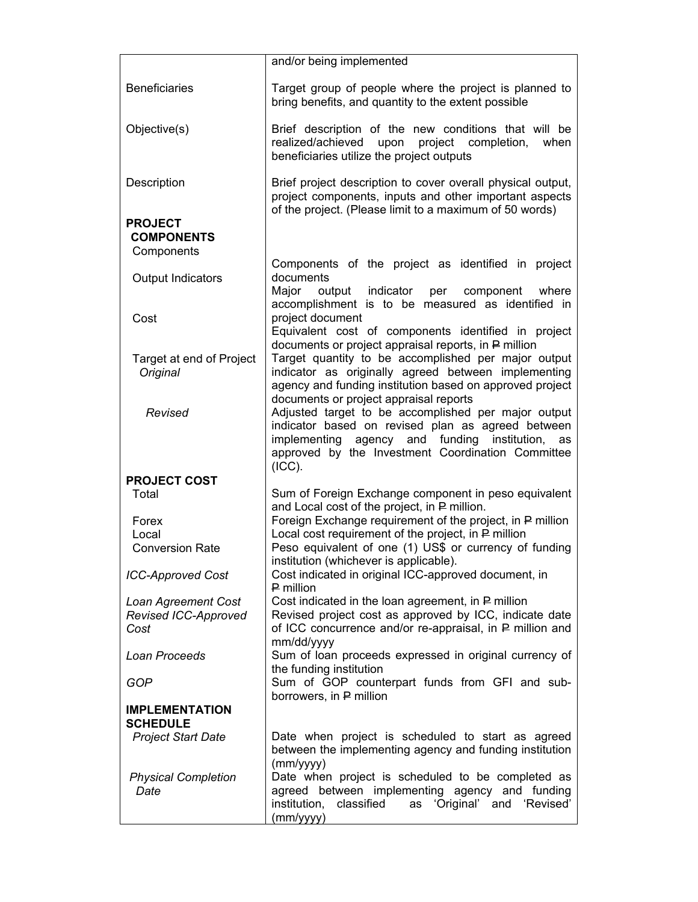| | |
|---|---|
| | and/or being implemented |
| Beneficiaries | Target group of people where the project is planned to bring benefits, and quantity to the extent possible |
| Objective(s) | Brief description of the new conditions that will be realized/achieved upon project completion, when beneficiaries utilize the project outputs |
| Description | Brief project description to cover overall physical output, project components, inputs and other important aspects of the project. (Please limit to a maximum of 50 words) |
| **PROJECT COMPONENTS** | |
| Components | Components of the project as identified in project documents |
| Output Indicators | Major output indicator per component where accomplishment is to be measured as identified in project document |
| Cost | Equivalent cost of components identified in project documents or project appraisal reports, in ₱ million |
| Target at end of Project *Original* | Target quantity to be accomplished per major output indicator as originally agreed between implementing agency and funding institution based on approved project documents or project appraisal reports |
| *Revised* | Adjusted target to be accomplished per major output indicator based on revised plan as agreed between implementing agency and funding institution, as approved by the Investment Coordination Committee (ICC). |
| **PROJECT COST** | |
| Total | Sum of Foreign Exchange component in peso equivalent and Local cost of the project, in ₱ million. |
| Forex | Foreign Exchange requirement of the project, in ₱ million |
| Local | Local cost requirement of the project, in ₱ million |
| Conversion Rate | Peso equivalent of one (1) US$ or currency of funding institution (whichever is applicable). |
| *ICC-Approved Cost* | Cost indicated in original ICC-approved document, in ₱ million |
| *Loan Agreement Cost* | Cost indicated in the loan agreement, in ₱ million |
| *Revised ICC-Approved Cost* | Revised project cost as approved by ICC, indicate date of ICC concurrence and/or re-appraisal, in ₱ million and mm/dd/yyyy |
| *Loan Proceeds* | Sum of loan proceeds expressed in original currency of the funding institution |
| *GOP* | Sum of GOP counterpart funds from GFI and sub-borrowers, in ₱ million |
| **IMPLEMENTATION SCHEDULE** | |
| *Project Start Date* | Date when project is scheduled to start as agreed between the implementing agency and funding institution (mm/yyyy) |
| *Physical Completion Date* | Date when project is scheduled to be completed as agreed between implementing agency and funding institution, classified as 'Original' and 'Revised' (mm/yyyy) |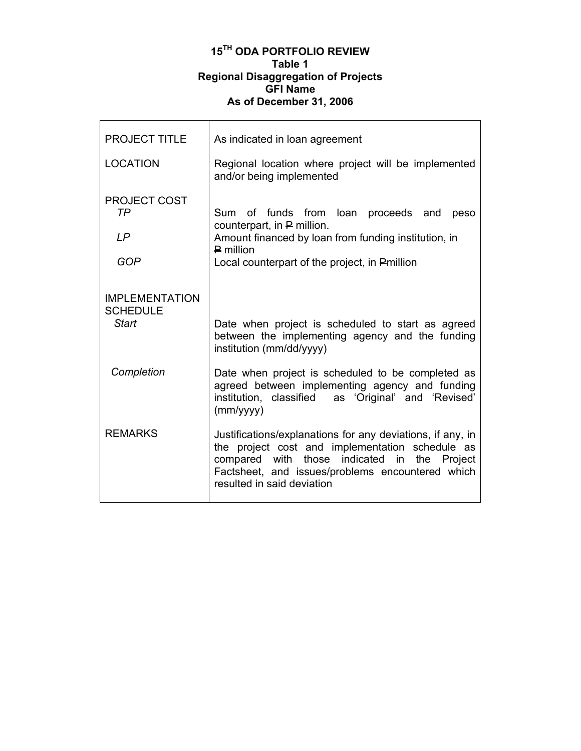**15TH ODA PORTFOLIO REVIEW**
**Table 1**
**Regional Disaggregation of Projects**
**GFI Name**
**As of December 31, 2006**

| | |
|---|---|
| PROJECT TITLE | As indicated in loan agreement |
| LOCATION | Regional location where project will be implemented and/or being implemented |
| PROJECT COST | |
| *TP* | Sum of funds from loan proceeds and peso counterpart, in ₱ million. |
| *LP* | Amount financed by loan from funding institution, in ₱ million |
| *GOP* | Local counterpart of the project, in ₱million |
| IMPLEMENTATION SCHEDULE | |
| *Start* | Date when project is scheduled to start as agreed between the implementing agency and the funding institution (mm/dd/yyyy) |
| *Completion* | Date when project is scheduled to be completed as agreed between implementing agency and funding institution, classified as 'Original' and 'Revised' (mm/yyyy) |
| REMARKS | Justifications/explanations for any deviations, if any, in the project cost and implementation schedule as compared with those indicated in the Project Factsheet, and issues/problems encountered which resulted in said deviation |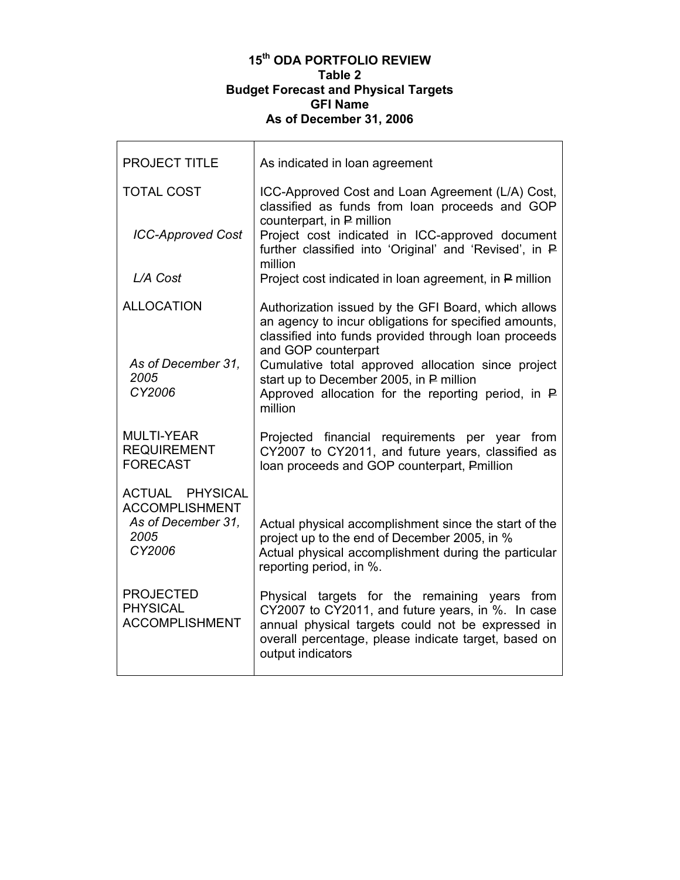**15th ODA PORTFOLIO REVIEW**
**Table 2**
**Budget Forecast and Physical Targets**
**GFI Name**
**As of December 31, 2006**

| | |
|---|---|
| PROJECT TITLE | As indicated in loan agreement |
| TOTAL COST | ICC-Approved Cost and Loan Agreement (L/A) Cost, classified as funds from loan proceeds and GOP counterpart, in ₱ million |
| *ICC-Approved Cost* | Project cost indicated in ICC-approved document further classified into 'Original' and 'Revised', in ₱ million |
| *L/A Cost* | Project cost indicated in loan agreement, in ₱ million |
| ALLOCATION | Authorization issued by the GFI Board, which allows an agency to incur obligations for specified amounts, classified into funds provided through loan proceeds and GOP counterpart |
| *As of December 31, 2005* | Cumulative total approved allocation since project start up to December 2005, in ₱ million |
| *CY2006* | Approved allocation for the reporting period, in ₱ million |
| MULTI-YEAR REQUIREMENT FORECAST | Projected financial requirements per year from CY2007 to CY2011, and future years, classified as loan proceeds and GOP counterpart, ₱million |
| ACTUAL PHYSICAL ACCOMPLISHMENT | |
| *As of December 31, 2005* | Actual physical accomplishment since the start of the project up to the end of December 2005, in % |
| *CY2006* | Actual physical accomplishment during the particular reporting period, in %. |
| PROJECTED PHYSICAL ACCOMPLISHMENT | Physical targets for the remaining years from CY2007 to CY2011, and future years, in %. In case annual physical targets could not be expressed in overall percentage, please indicate target, based on output indicators |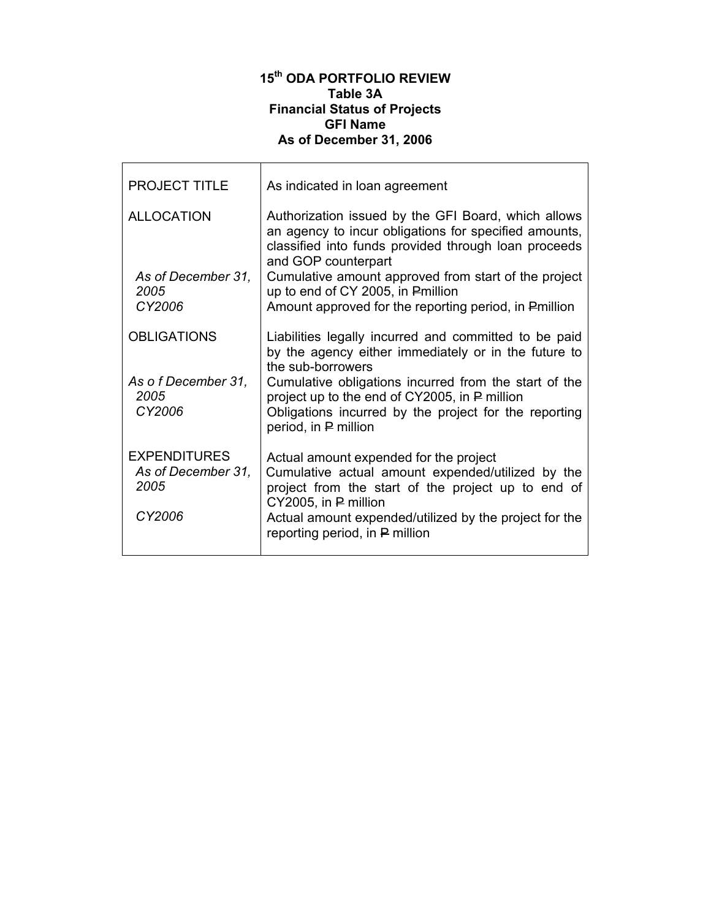**15th ODA PORTFOLIO REVIEW**
**Table 3A**
**Financial Status of Projects**
**GFI Name**
**As of December 31, 2006**

| | |
|---|---|
| PROJECT TITLE | As indicated in loan agreement |
| ALLOCATION | Authorization issued by the GFI Board, which allows an agency to incur obligations for specified amounts, classified into funds provided through loan proceeds and GOP counterpart |
| *As of December 31, 2005* | Cumulative amount approved from start of the project up to end of CY 2005, in ₱million |
| *CY2006* | Amount approved for the reporting period, in ₱million |
| OBLIGATIONS | Liabilities legally incurred and committed to be paid by the agency either immediately or in the future to the sub-borrowers |
| *As o f December 31, 2005* | Cumulative obligations incurred from the start of the project up to the end of CY2005, in ₱ million |
| *CY2006* | Obligations incurred by the project for the reporting period, in ₱ million |
| EXPENDITURES | Actual amount expended for the project |
| *As of December 31, 2005* | Cumulative actual amount expended/utilized by the project from the start of the project up to end of CY2005, in ₱ million |
| *CY2006* | Actual amount expended/utilized by the project for the reporting period, in ₱ million |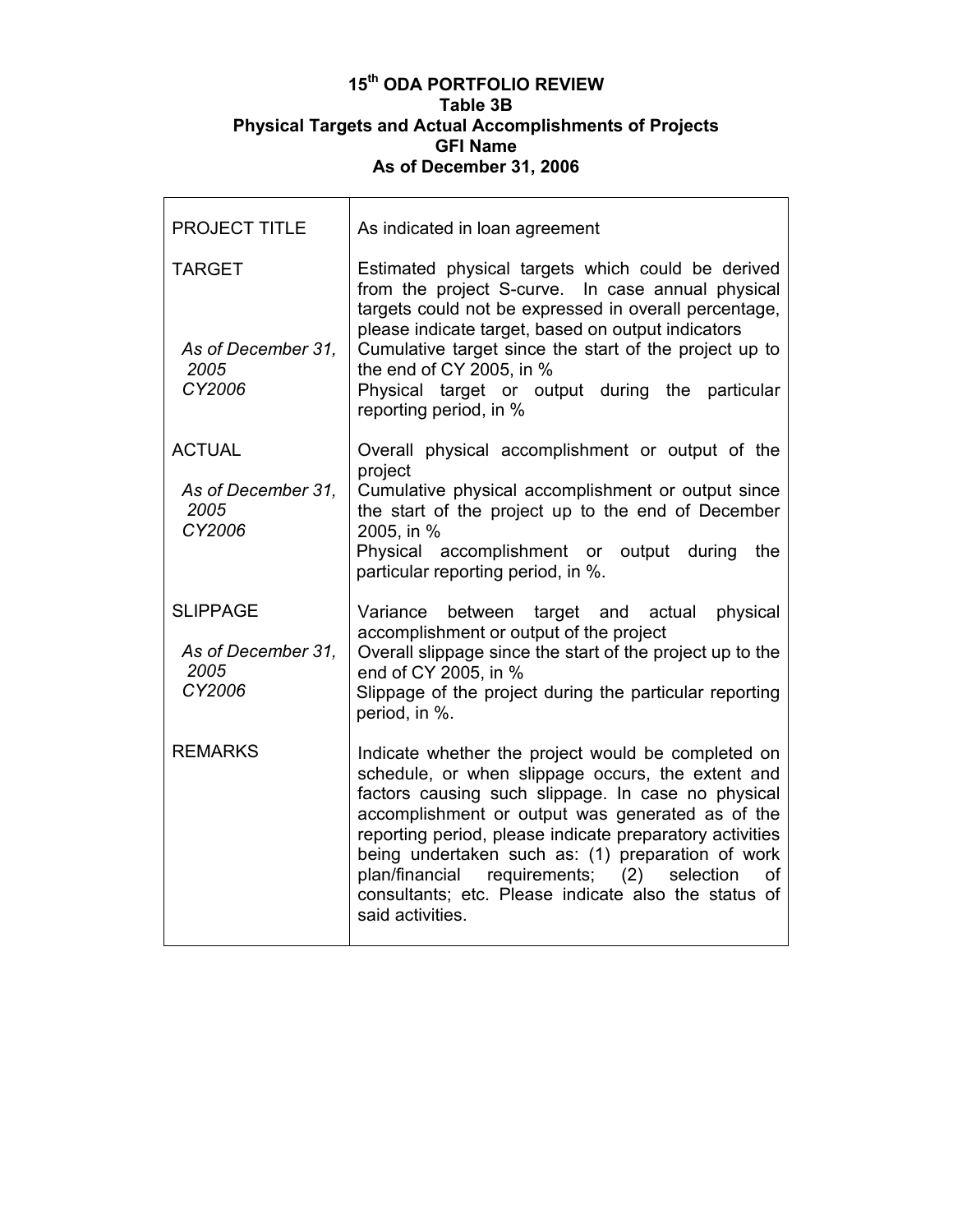**15th ODA PORTFOLIO REVIEW**
**Table 3B**
**Physical Targets and Actual Accomplishments of Projects**
**GFI Name**
**As of December 31, 2006**

| | |
|---|---|
| PROJECT TITLE | As indicated in loan agreement |
| TARGET | Estimated physical targets which could be derived from the project S-curve. In case annual physical targets could not be expressed in overall percentage, please indicate target, based on output indicators |
| *As of December 31, 2005* | Cumulative target since the start of the project up to the end of CY 2005, in % |
| *CY2006* | Physical target or output during the particular reporting period, in % |
| ACTUAL | Overall physical accomplishment or output of the project |
| *As of December 31, 2005* | Cumulative physical accomplishment or output since the start of the project up to the end of December 2005, in % |
| *CY2006* | Physical accomplishment or output during the particular reporting period, in %. |
| SLIPPAGE | Variance between target and actual physical accomplishment or output of the project |
| *As of December 31, 2005* | Overall slippage since the start of the project up to the end of CY 2005, in % |
| *CY2006* | Slippage of the project during the particular reporting period, in %. |
| REMARKS | Indicate whether the project would be completed on schedule, or when slippage occurs, the extent and factors causing such slippage. In case no physical accomplishment or output was generated as of the reporting period, please indicate preparatory activities being undertaken such as: (1) preparation of work plan/financial requirements; (2) selection of consultants; etc. Please indicate also the status of said activities. |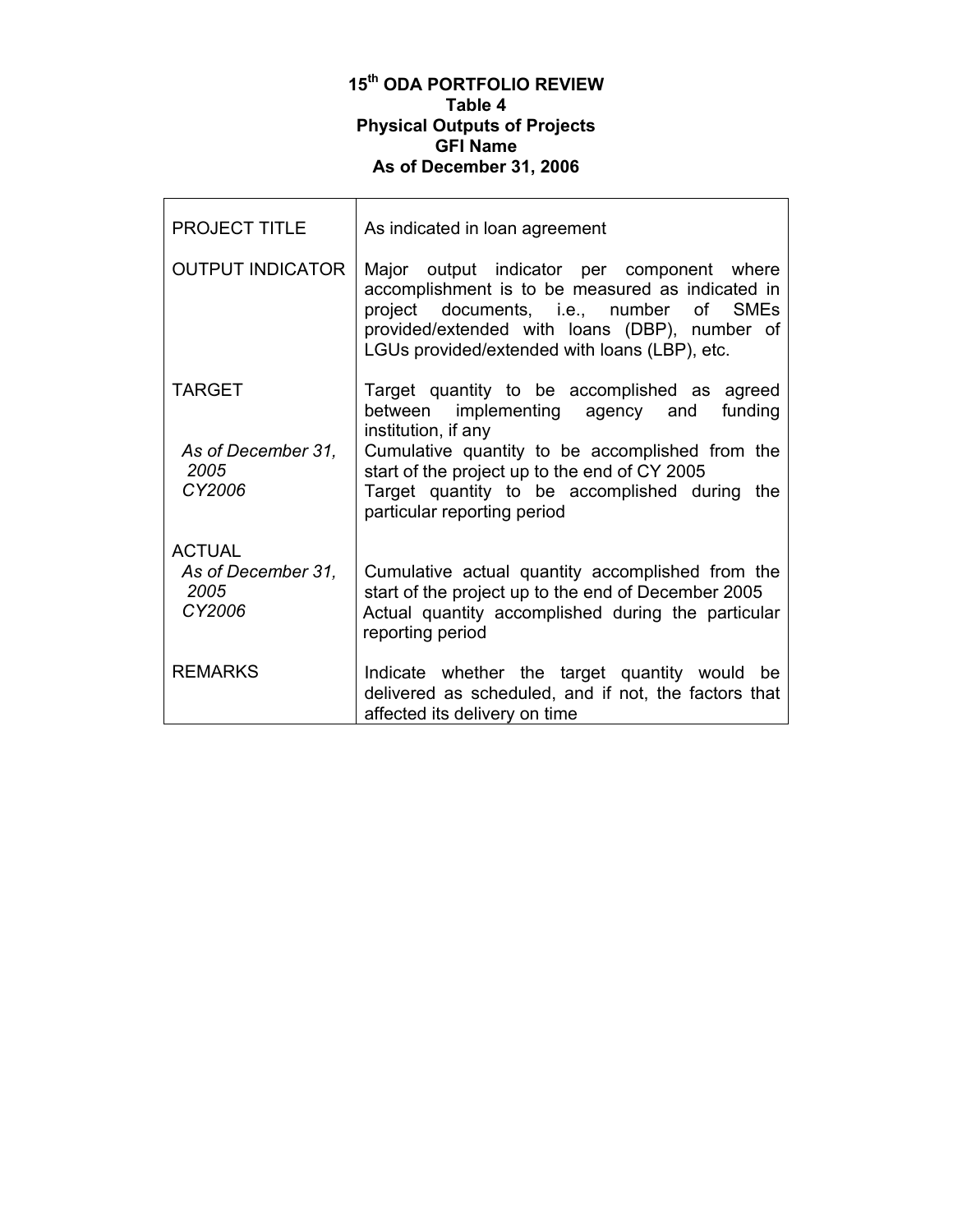**15th ODA PORTFOLIO REVIEW**
**Table 4**
**Physical Outputs of Projects**
**GFI Name**
**As of December 31, 2006**

| | |
|---|---|
| PROJECT TITLE | As indicated in loan agreement |
| OUTPUT INDICATOR | Major output indicator per component where accomplishment is to be measured as indicated in project documents, i.e., number of SMEs provided/extended with loans (DBP), number of LGUs provided/extended with loans (LBP), etc. |
| TARGET | Target quantity to be accomplished as agreed between implementing agency and funding institution, if any |
| *As of December 31, 2005* | Cumulative quantity to be accomplished from the start of the project up to the end of CY 2005 |
| *CY2006* | Target quantity to be accomplished during the particular reporting period |
| ACTUAL | |
| *As of December 31, 2005* | Cumulative actual quantity accomplished from the start of the project up to the end of December 2005 |
| *CY2006* | Actual quantity accomplished during the particular reporting period |
| REMARKS | Indicate whether the target quantity would be delivered as scheduled, and if not, the factors that affected its delivery on time |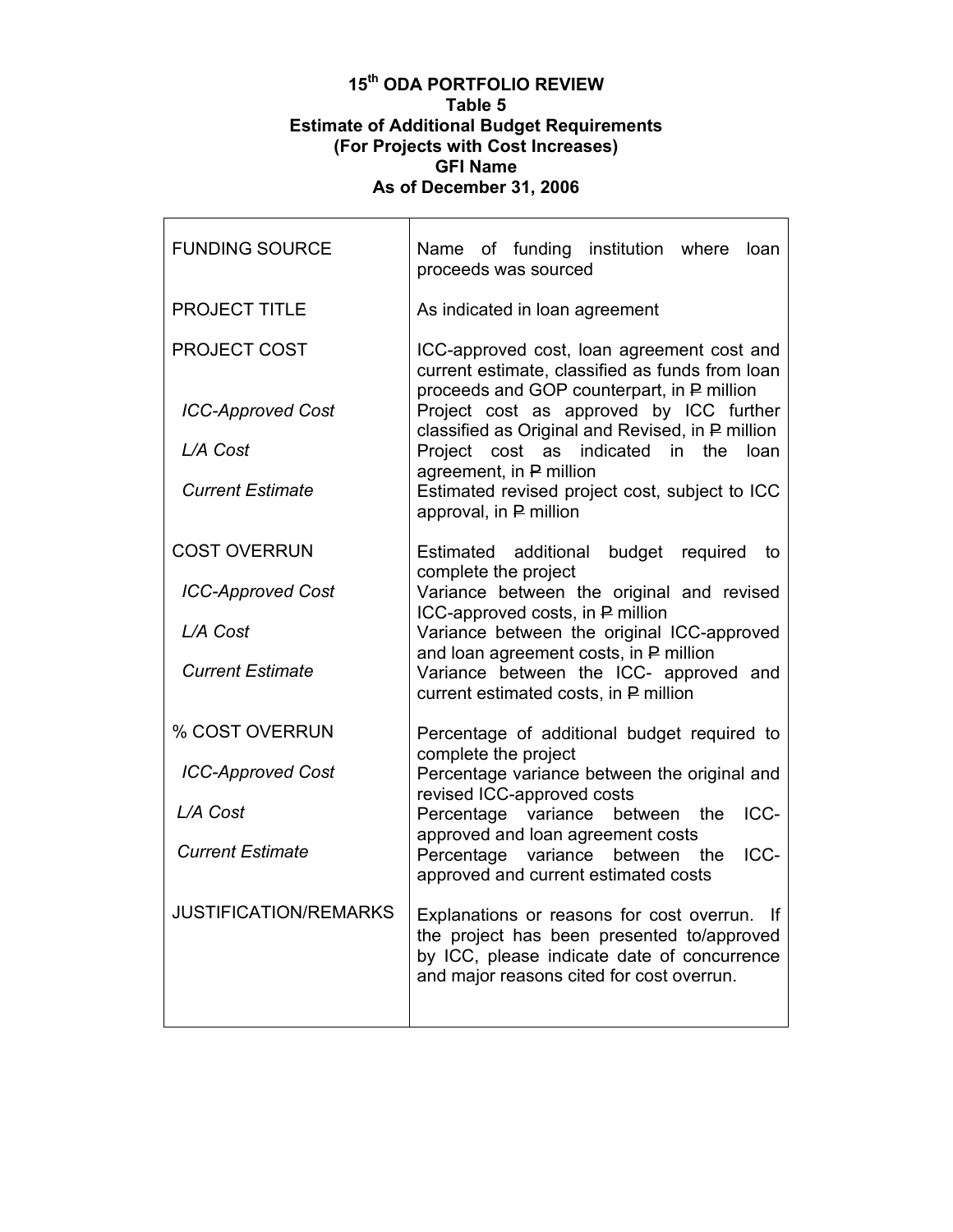**15th ODA PORTFOLIO REVIEW**
**Table 5**
**Estimate of Additional Budget Requirements**
**(For Projects with Cost Increases)**
**GFI Name**
**As of December 31, 2006**

| | |
|---|---|
| FUNDING SOURCE | Name of funding institution where loan proceeds was sourced |
| PROJECT TITLE | As indicated in loan agreement |
| PROJECT COST | ICC-approved cost, loan agreement cost and current estimate, classified as funds from loan proceeds and GOP counterpart, in ₱ million |
| *ICC-Approved Cost* | Project cost as approved by ICC further classified as Original and Revised, in ₱ million |
| *L/A Cost* | Project cost as indicated in the loan agreement, in ₱ million |
| *Current Estimate* | Estimated revised project cost, subject to ICC approval, in ₱ million |
| COST OVERRUN | Estimated additional budget required to complete the project |
| *ICC-Approved Cost* | Variance between the original and revised ICC-approved costs, in ₱ million |
| *L/A Cost* | Variance between the original ICC-approved and loan agreement costs, in ₱ million |
| *Current Estimate* | Variance between the ICC- approved and current estimated costs, in ₱ million |
| % COST OVERRUN | Percentage of additional budget required to complete the project |
| *ICC-Approved Cost* | Percentage variance between the original and revised ICC-approved costs |
| *L/A Cost* | Percentage variance between the ICC-approved and loan agreement costs |
| *Current Estimate* | Percentage variance between the ICC-approved and current estimated costs |
| JUSTIFICATION/REMARKS | Explanations or reasons for cost overrun. If the project has been presented to/approved by ICC, please indicate date of concurrence and major reasons cited for cost overrun. |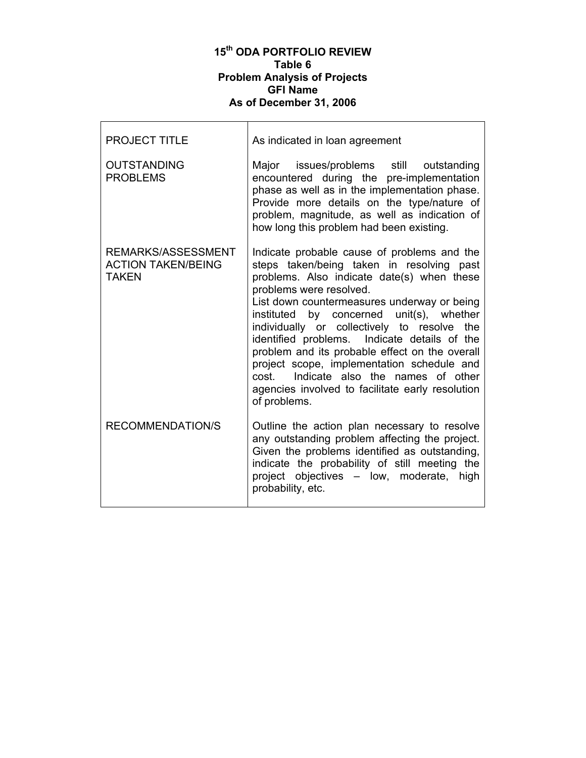**15th ODA PORTFOLIO REVIEW**
**Table 6**
**Problem Analysis of Projects**
**GFI Name**
**As of December 31, 2006**

| | |
|---|---|
| PROJECT TITLE | As indicated in loan agreement |
| OUTSTANDING PROBLEMS | Major issues/problems still outstanding encountered during the pre-implementation phase as well as in the implementation phase. Provide more details on the type/nature of problem, magnitude, as well as indication of how long this problem had been existing. |
| REMARKS/ASSESSMENT ACTION TAKEN/BEING TAKEN | Indicate probable cause of problems and the steps taken/being taken in resolving past problems. Also indicate date(s) when these problems were resolved.<br>List down countermeasures underway or being instituted by concerned unit(s), whether individually or collectively to resolve the identified problems. Indicate details of the problem and its probable effect on the overall project scope, implementation schedule and cost. Indicate also the names of other agencies involved to facilitate early resolution of problems. |
| RECOMMENDATION/S | Outline the action plan necessary to resolve any outstanding problem affecting the project. Given the problems identified as outstanding, indicate the probability of still meeting the project objectives – low, moderate, high probability, etc. |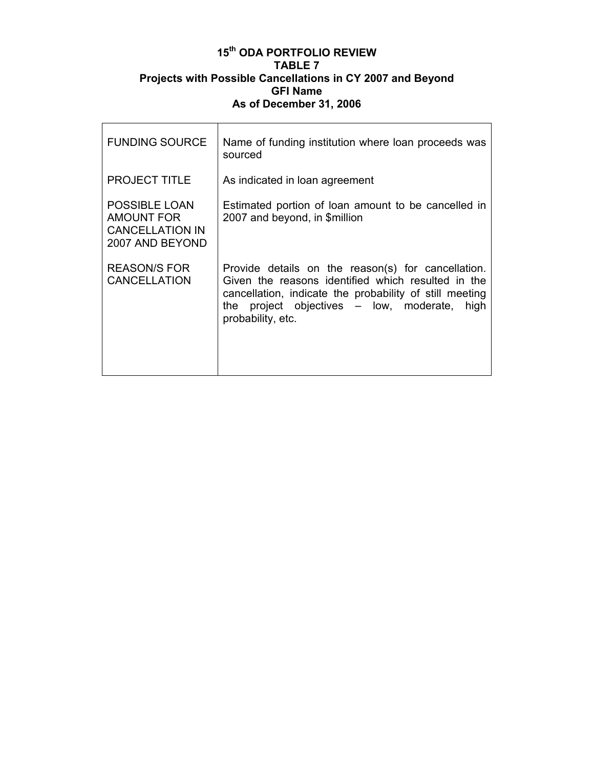**15th ODA PORTFOLIO REVIEW**
**TABLE 7**
**Projects with Possible Cancellations in CY 2007 and Beyond**
**GFI Name**
**As of December 31, 2006**

| | |
|---|---|
| FUNDING SOURCE | Name of funding institution where loan proceeds was sourced |
| PROJECT TITLE | As indicated in loan agreement |
| POSSIBLE LOAN AMOUNT FOR CANCELLATION IN 2007 AND BEYOND | Estimated portion of loan amount to be cancelled in 2007 and beyond, in $million |
| REASON/S FOR CANCELLATION | Provide details on the reason(s) for cancellation. Given the reasons identified which resulted in the cancellation, indicate the probability of still meeting the project objectives – low, moderate, high probability, etc. |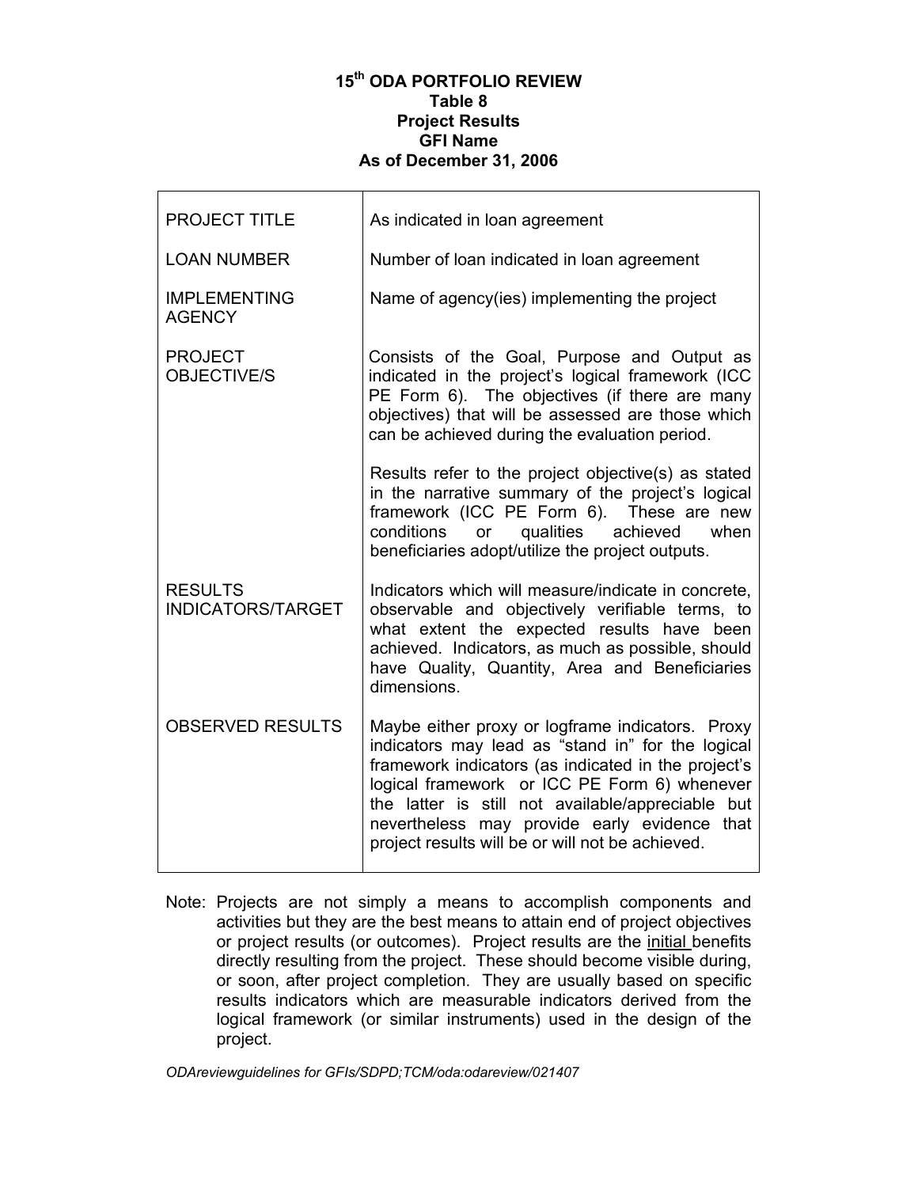**15th ODA PORTFOLIO REVIEW**
**Table 8**
**Project Results**
**GFI Name**
**As of December 31, 2006**

| | |
|---|---|
| PROJECT TITLE | As indicated in loan agreement |
| LOAN NUMBER | Number of loan indicated in loan agreement |
| IMPLEMENTING AGENCY | Name of agency(ies) implementing the project |
| PROJECT OBJECTIVE/S | Consists of the Goal, Purpose and Output as indicated in the project's logical framework (ICC PE Form 6). The objectives (if there are many objectives) that will be assessed are those which can be achieved during the evaluation period.<br><br>Results refer to the project objective(s) as stated in the narrative summary of the project's logical framework (ICC PE Form 6). These are new conditions or qualities achieved when beneficiaries adopt/utilize the project outputs. |
| RESULTS INDICATORS/TARGET | Indicators which will measure/indicate in concrete, observable and objectively verifiable terms, to what extent the expected results have been achieved. Indicators, as much as possible, should have Quality, Quantity, Area and Beneficiaries dimensions. |
| OBSERVED RESULTS | Maybe either proxy or logframe indicators. Proxy indicators may lead as "stand in" for the logical framework indicators (as indicated in the project's logical framework or ICC PE Form 6) whenever the latter is still not available/appreciable but nevertheless may provide early evidence that project results will be or will not be achieved. |

Note: Projects are not simply a means to accomplish components and activities but they are the best means to attain end of project objectives or project results (or outcomes). Project results are the <u>initial</u> benefits directly resulting from the project. These should become visible during, or soon, after project completion. They are usually based on specific results indicators which are measurable indicators derived from the logical framework (or similar instruments) used in the design of the project.

*ODAreviewguidelines for GFIs/SDPD;TCM/oda:odareview/021407*